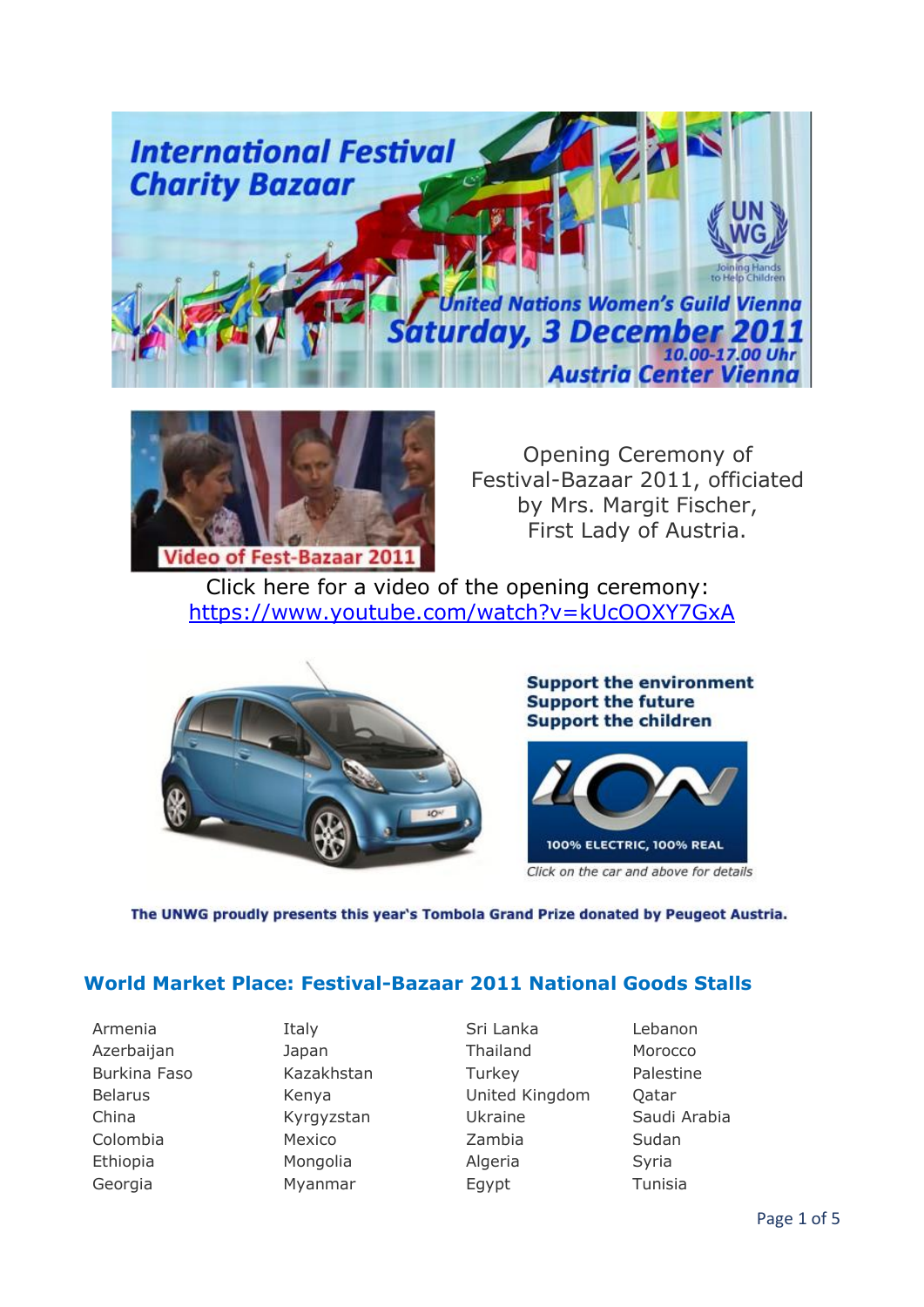# International Festival Charity Bazaar

UN WG – Joining Hands to Help Children

United Nations Women's Guild Vienna

**Saturday, 3 December 2011**

10.00-17.00 Uhr

Austria Center Vienna

Video of Fest-Bazaar 2011

Opening Ceremony of Festival-Bazaar 2011, officiated by Mrs. Margit Fischer, First Lady of Austria.

Click here for a video of the opening ceremony: https://www.youtube.com/watch?v=kUcOOXY7GxA

**Support the environment**
**Support the future**
**Support the children**

iON – 100% ELECTRIC, 100% REAL

*Click on the car and above for details*

**The UNWG proudly presents this year's Tombola Grand Prize donated by Peugeot Austria.**

## World Market Place: Festival-Bazaar 2011 National Goods Stalls

- Armenia
- Azerbaijan
- Burkina Faso
- Belarus
- China
- Colombia
- Ethiopia
- Georgia
- Italy
- Japan
- Kazakhstan
- Kenya
- Kyrgyzstan
- Mexico
- Mongolia
- Myanmar
- Sri Lanka
- Thailand
- Turkey
- United Kingdom
- Ukraine
- Zambia
- Algeria
- Egypt
- Lebanon
- Morocco
- Palestine
- Qatar
- Saudi Arabia
- Sudan
- Syria
- Tunisia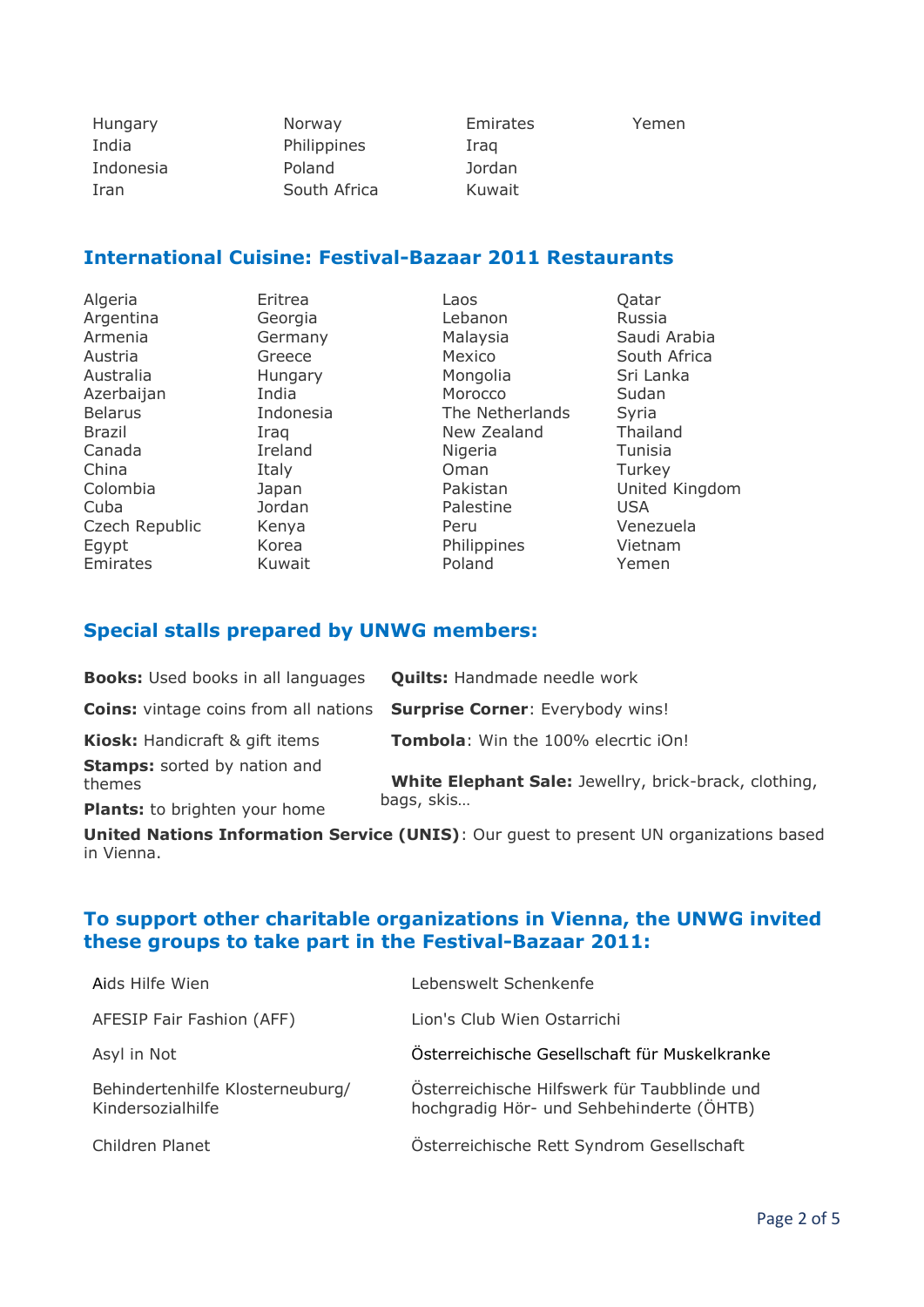Hungary
India
Indonesia
Iran
Norway
Philippines
Poland
South Africa
Emirates
Iraq
Jordan
Kuwait
Yemen

## International Cuisine: Festival-Bazaar 2011 Restaurants

Algeria
Argentina
Armenia
Austria
Australia
Azerbaijan
Belarus
Brazil
Canada
China
Colombia
Cuba
Czech Republic
Egypt
Emirates
Eritrea
Georgia
Germany
Greece
Hungary
India
Indonesia
Iraq
Ireland
Italy
Japan
Jordan
Kenya
Korea
Kuwait
Laos
Lebanon
Malaysia
Mexico
Mongolia
Morocco
The Netherlands
New Zealand
Nigeria
Oman
Pakistan
Palestine
Peru
Philippines
Poland
Qatar
Russia
Saudi Arabia
South Africa
Sri Lanka
Sudan
Syria
Thailand
Tunisia
Turkey
United Kingdom
USA
Venezuela
Vietnam
Yemen

## Special stalls prepared by UNWG members:

**Books:** Used books in all languages

**Coins:** vintage coins from all nations

**Kiosk:** Handicraft & gift items

**Stamps:** sorted by nation and themes

**Plants:** to brighten your home

**Quilts:** Handmade needle work

**Surprise Corner**: Everybody wins!

**Tombola**: Win the 100% elecrtic iOn!

**White Elephant Sale:** Jewellry, brick-brack, clothing, bags, skis…

**United Nations Information Service (UNIS)**: Our guest to present UN organizations based in Vienna.

## To support other charitable organizations in Vienna, the UNWG invited these groups to take part in the Festival-Bazaar 2011:

Aids Hilfe Wien

AFESIP Fair Fashion (AFF)

Asyl in Not

Behindertenhilfe Klosterneuburg/ Kindersozialhilfe

Children Planet

Lebenswelt Schenkenfe

Lion's Club Wien Ostarrichi

Österreichische Gesellschaft für Muskelkranke

Österreichische Hilfswerk für Taubblinde und hochgradig Hör- und Sehbehinderte (ÖHTB)

Österreichische Rett Syndrom Gesellschaft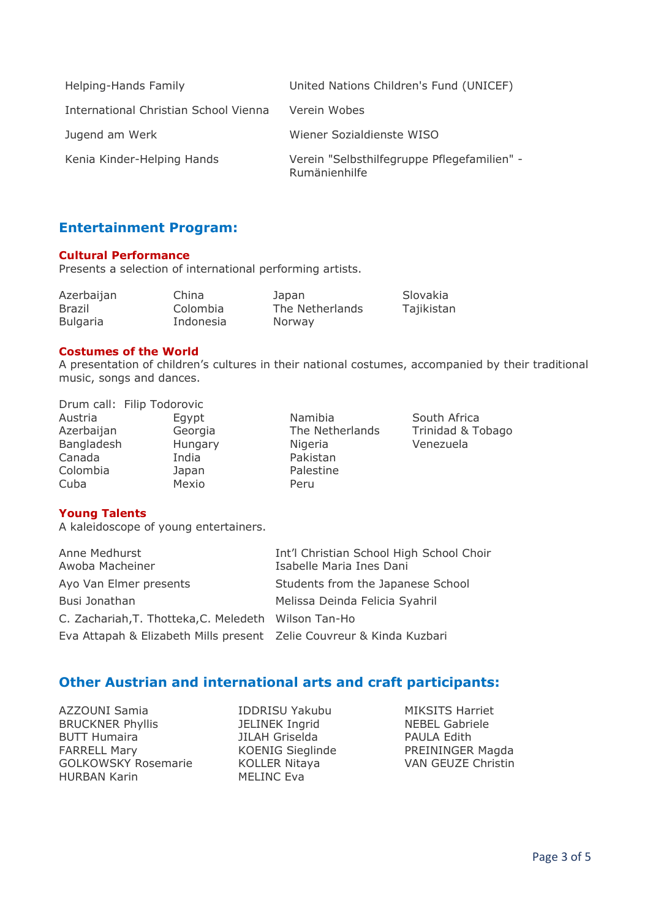| | |
|---|---|
| Helping-Hands Family | United Nations Children's Fund (UNICEF) |
| International Christian School Vienna | Verein Wobes |
| Jugend am Werk | Wiener Sozialdienste WISO |
| Kenia Kinder-Helping Hands | Verein "Selbsthilfegruppe Pflegefamilien" - Rumänienhilfe |

## Entertainment Program:

### Cultural Performance

Presents a selection of international performing artists.

Azerbaijan
Brazil
Bulgaria
China
Colombia
Indonesia
Japan
The Netherlands
Norway
Slovakia
Tajikistan

### Costumes of the World

A presentation of children's cultures in their national costumes, accompanied by their traditional music, songs and dances.

Drum call: Filip Todorovic

Austria
Azerbaijan
Bangladesh
Canada
Colombia
Cuba
Egypt
Georgia
Hungary
India
Japan
Mexio
Namibia
The Netherlands
Nigeria
Pakistan
Palestine
Peru
South Africa
Trinidad & Tobago
Venezuela

### Young Talents

A kaleidoscope of young entertainers.

Anne Medhurst
Awoba Macheiner
Ayo Van Elmer presents
Busi Jonathan
C. Zachariah,T. Thotteka,C. Meledeth
Eva Attapah & Elizabeth Mills present
Int'l Christian School High School Choir
Isabelle Maria Ines Dani
Students from the Japanese School
Melissa Deinda Felicia Syahril
Wilson Tan-Ho
Zelie Couvreur & Kinda Kuzbari

## Other Austrian and international arts and craft participants:

AZZOUNI Samia
BRUCKNER Phyllis
BUTT Humaira
FARRELL Mary
GOLKOWSKY Rosemarie
HURBAN Karin
IDDRISU Yakubu
JELINEK Ingrid
JILAH Griselda
KOENIG Sieglinde
KOLLER Nitaya
MELINC Eva
MIKSITS Harriet
NEBEL Gabriele
PAULA Edith
PREININGER Magda
VAN GEUZE Christin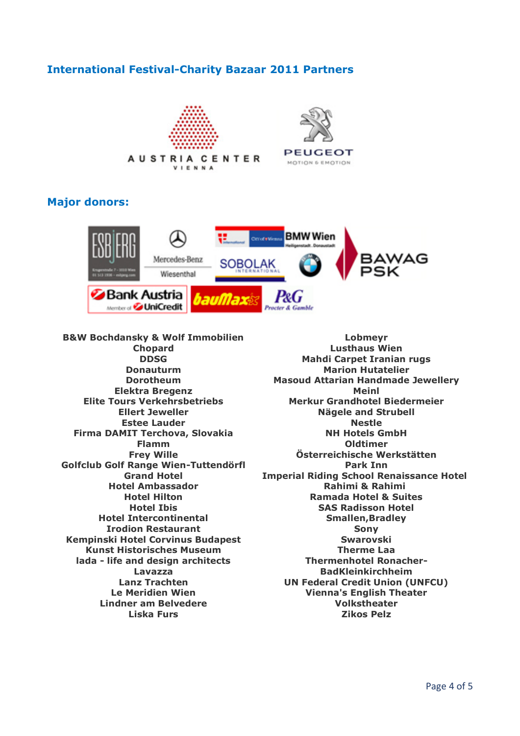## International Festival-Charity Bazaar 2011 Partners

## Major donors:

B&W Bochdansky & Wolf Immobilien
Chopard
DDSG
Donauturm
Dorotheum
Elektra Bregenz
Elite Tours Verkehrsbetriebs
Ellert Jeweller
Estee Lauder
Firma DAMIT Terchova, Slovakia
Flamm
Frey Wille
Golfclub Golf Range Wien-Tuttendörfl
Grand Hotel
Hotel Ambassador
Hotel Hilton
Hotel Ibis
Hotel Intercontinental
Irodion Restaurant
Kempinski Hotel Corvinus Budapest
Kunst Historisches Museum
lada - life and design architects
Lavazza
Lanz Trachten
Le Meridien Wien
Lindner am Belvedere
Liska Furs
Lobmeyr
Lusthaus Wien
Mahdi Carpet Iranian rugs
Marion Hutatelier
Masoud Attarian Handmade Jewellery
Meinl
Merkur Grandhotel Biedermeier
Nägele and Strubell
Nestle
NH Hotels GmbH
Oldtimer
Österreichische Werkstätten
Park Inn
Imperial Riding School Renaissance Hotel
Rahimi & Rahimi
Ramada Hotel & Suites
SAS Radisson Hotel
Smallen,Bradley
Sony
Swarovski
Therme Laa
Thermenhotel Ronacher-BadKleinkirchheim
UN Federal Credit Union (UNFCU)
Vienna's English Theater
Volkstheater
Zikos Pelz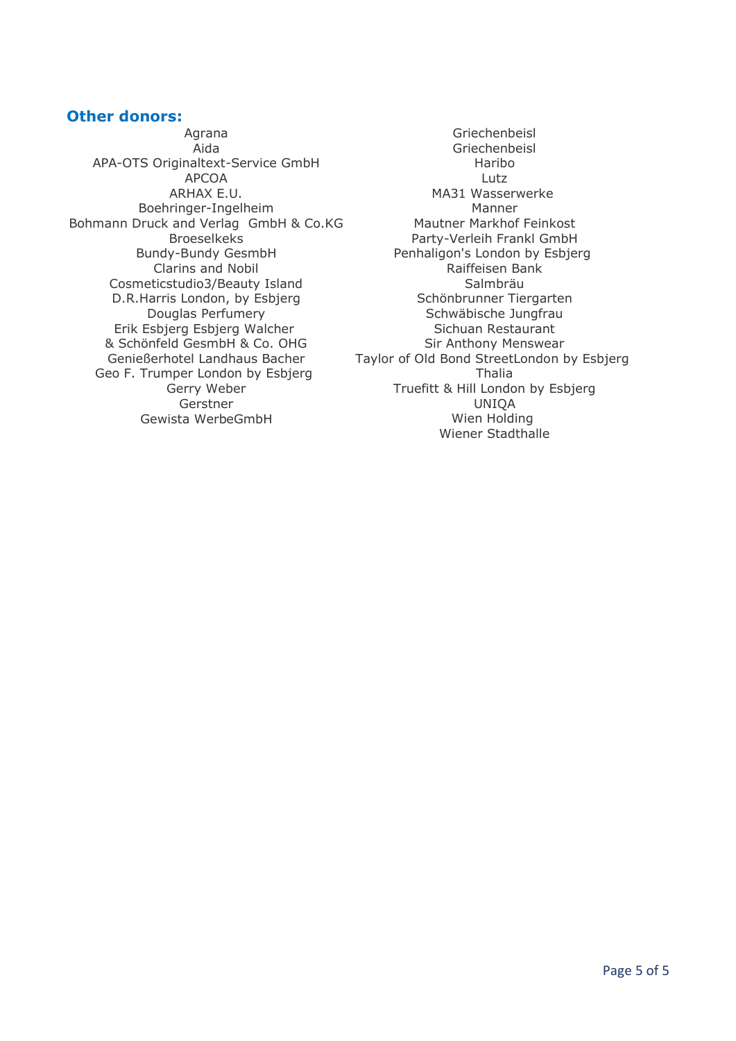## Other donors:

Agrana
Aida
APA-OTS Originaltext-Service GmbH
APCOA
ARHAX E.U.
Boehringer-Ingelheim
Bohmann Druck and Verlag GmbH & Co.KG
Broeselkeks
Bundy-Bundy GesmbH
Clarins and Nobil
Cosmeticstudio3/Beauty Island
D.R.Harris London, by Esbjerg
Douglas Perfumery
Erik Esbjerg Esbjerg Walcher
& Schönfeld GesmbH & Co. OHG
Genießerhotel Landhaus Bacher
Geo F. Trumper London by Esbjerg
Gerry Weber
Gerstner
Gewista WerbeGmbH
Griechenbeisl
Griechenbeisl
Haribo
Lutz
MA31 Wasserwerke
Manner
Mautner Markhof Feinkost
Party-Verleih Frankl GmbH
Penhaligon's London by Esbjerg
Raiffeisen Bank
Salmbräu
Schönbrunner Tiergarten
Schwäbische Jungfrau
Sichuan Restaurant
Sir Anthony Menswear
Taylor of Old Bond StreetLondon by Esbjerg
Thalia
Truefitt & Hill London by Esbjerg
UNIQA
Wien Holding
Wiener Stadthalle